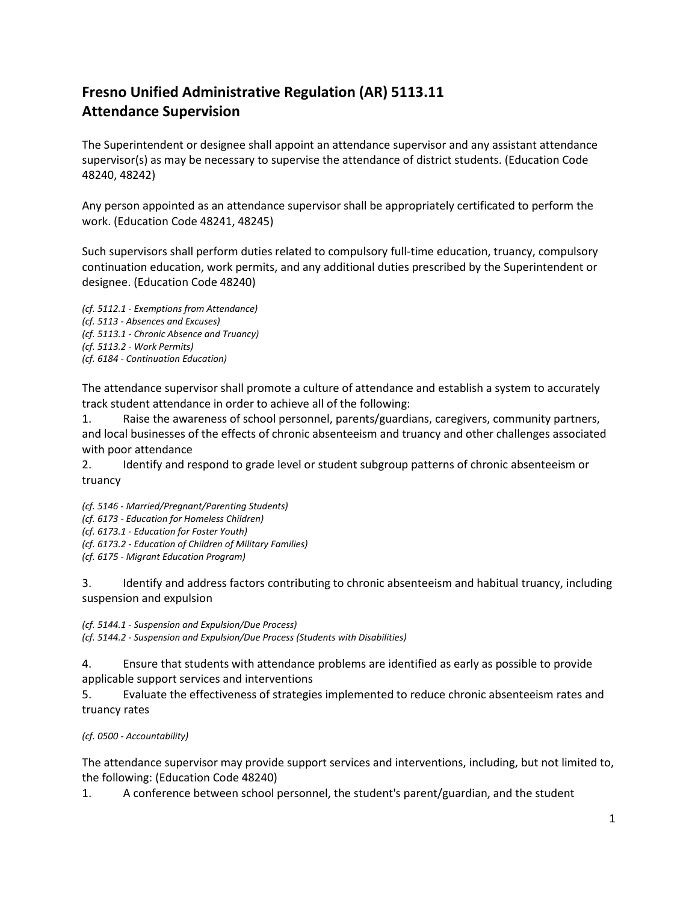# Fresno Unified Administrative Regulation (AR) 5113.11
# Attendance Supervision

The Superintendent or designee shall appoint an attendance supervisor and any assistant attendance supervisor(s) as may be necessary to supervise the attendance of district students. (Education Code 48240, 48242)

Any person appointed as an attendance supervisor shall be appropriately certificated to perform the work. (Education Code 48241, 48245)

Such supervisors shall perform duties related to compulsory full-time education, truancy, compulsory continuation education, work permits, and any additional duties prescribed by the Superintendent or designee. (Education Code 48240)

*(cf. 5112.1 - Exemptions from Attendance)*
*(cf. 5113 - Absences and Excuses)*
*(cf. 5113.1 - Chronic Absence and Truancy)*
*(cf. 5113.2 - Work Permits)*
*(cf. 6184 - Continuation Education)*

The attendance supervisor shall promote a culture of attendance and establish a system to accurately track student attendance in order to achieve all of the following:

1. Raise the awareness of school personnel, parents/guardians, caregivers, community partners, and local businesses of the effects of chronic absenteeism and truancy and other challenges associated with poor attendance
2. Identify and respond to grade level or student subgroup patterns of chronic absenteeism or truancy

*(cf. 5146 - Married/Pregnant/Parenting Students)*
*(cf. 6173 - Education for Homeless Children)*
*(cf. 6173.1 - Education for Foster Youth)*
*(cf. 6173.2 - Education of Children of Military Families)*
*(cf. 6175 - Migrant Education Program)*

3. Identify and address factors contributing to chronic absenteeism and habitual truancy, including suspension and expulsion

*(cf. 5144.1 - Suspension and Expulsion/Due Process)*
*(cf. 5144.2 - Suspension and Expulsion/Due Process (Students with Disabilities)*

4. Ensure that students with attendance problems are identified as early as possible to provide applicable support services and interventions
5. Evaluate the effectiveness of strategies implemented to reduce chronic absenteeism rates and truancy rates

*(cf. 0500 - Accountability)*

The attendance supervisor may provide support services and interventions, including, but not limited to, the following: (Education Code 48240)

1. A conference between school personnel, the student's parent/guardian, and the student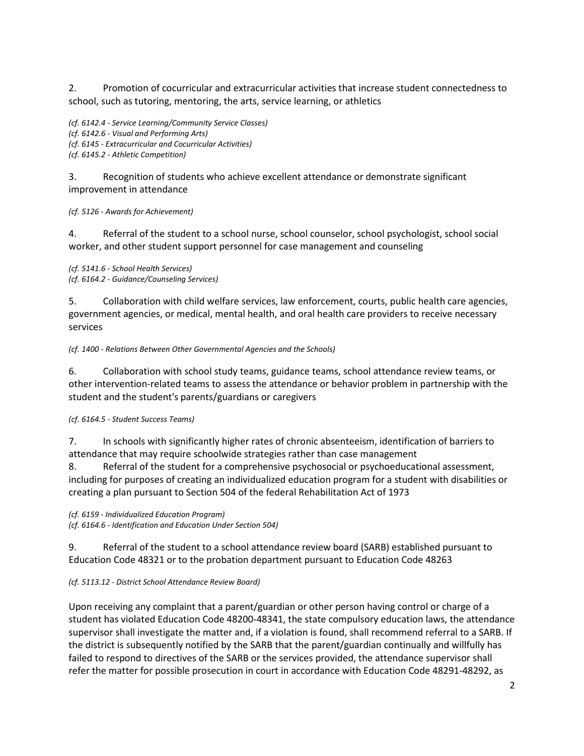2. Promotion of cocurricular and extracurricular activities that increase student connectedness to school, such as tutoring, mentoring, the arts, service learning, or athletics

*(cf. 6142.4 - Service Learning/Community Service Classes)*
*(cf. 6142.6 - Visual and Performing Arts)*
*(cf. 6145 - Extracurricular and Cocurricular Activities)*
*(cf. 6145.2 - Athletic Competition)*

3. Recognition of students who achieve excellent attendance or demonstrate significant improvement in attendance

*(cf. 5126 - Awards for Achievement)*

4. Referral of the student to a school nurse, school counselor, school psychologist, school social worker, and other student support personnel for case management and counseling

*(cf. 5141.6 - School Health Services)*
*(cf. 6164.2 - Guidance/Counseling Services)*

5. Collaboration with child welfare services, law enforcement, courts, public health care agencies, government agencies, or medical, mental health, and oral health care providers to receive necessary services

*(cf. 1400 - Relations Between Other Governmental Agencies and the Schools)*

6. Collaboration with school study teams, guidance teams, school attendance review teams, or other intervention-related teams to assess the attendance or behavior problem in partnership with the student and the student's parents/guardians or caregivers

*(cf. 6164.5 - Student Success Teams)*

7. In schools with significantly higher rates of chronic absenteeism, identification of barriers to attendance that may require schoolwide strategies rather than case management

8. Referral of the student for a comprehensive psychosocial or psychoeducational assessment, including for purposes of creating an individualized education program for a student with disabilities or creating a plan pursuant to Section 504 of the federal Rehabilitation Act of 1973

*(cf. 6159 - Individualized Education Program)*
*(cf. 6164.6 - Identification and Education Under Section 504)*

9. Referral of the student to a school attendance review board (SARB) established pursuant to Education Code 48321 or to the probation department pursuant to Education Code 48263

*(cf. 5113.12 - District School Attendance Review Board)*

Upon receiving any complaint that a parent/guardian or other person having control or charge of a student has violated Education Code 48200-48341, the state compulsory education laws, the attendance supervisor shall investigate the matter and, if a violation is found, shall recommend referral to a SARB. If the district is subsequently notified by the SARB that the parent/guardian continually and willfully has failed to respond to directives of the SARB or the services provided, the attendance supervisor shall refer the matter for possible prosecution in court in accordance with Education Code 48291-48292, as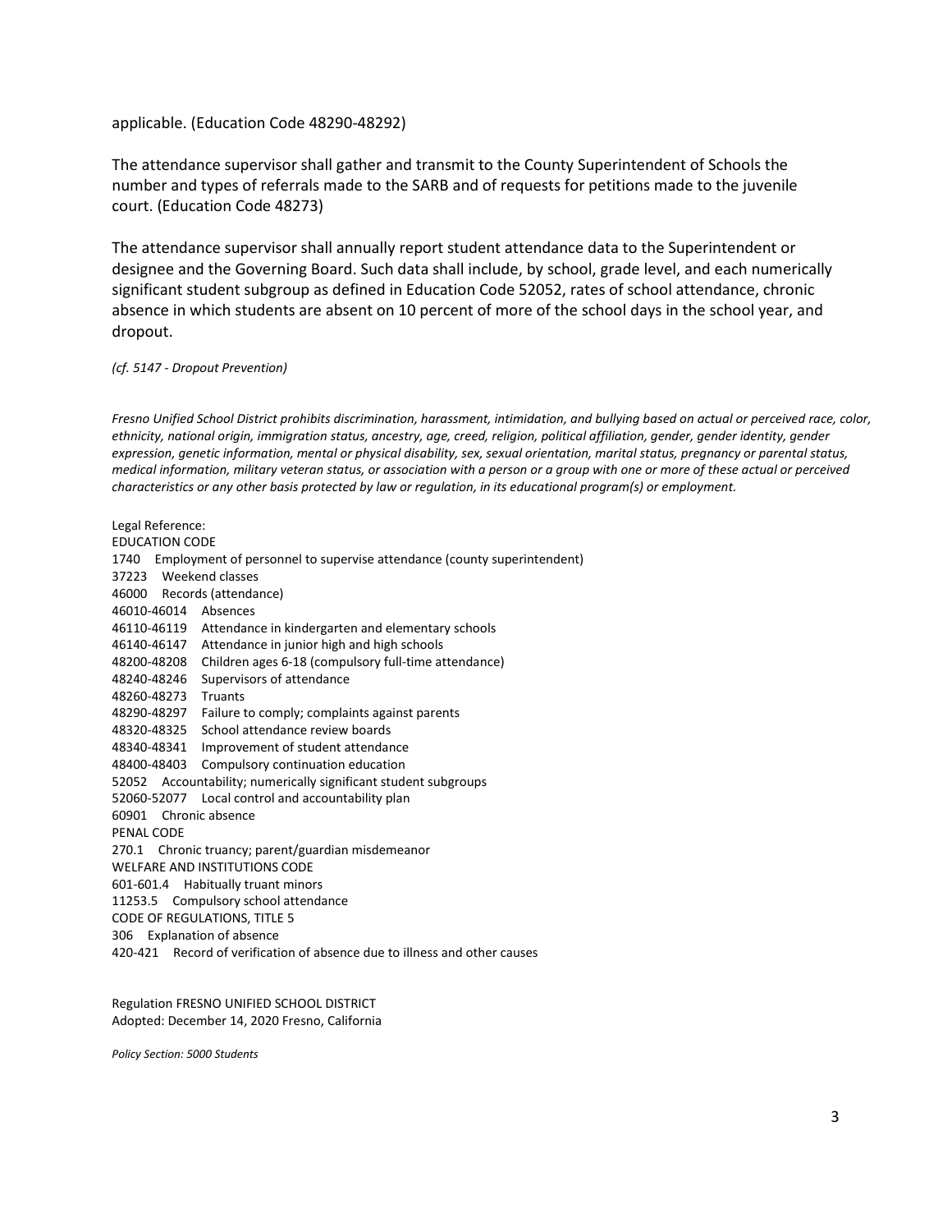applicable. (Education Code 48290-48292)

The attendance supervisor shall gather and transmit to the County Superintendent of Schools the number and types of referrals made to the SARB and of requests for petitions made to the juvenile court. (Education Code 48273)

The attendance supervisor shall annually report student attendance data to the Superintendent or designee and the Governing Board. Such data shall include, by school, grade level, and each numerically significant student subgroup as defined in Education Code 52052, rates of school attendance, chronic absence in which students are absent on 10 percent of more of the school days in the school year, and dropout.

*(cf. 5147 - Dropout Prevention)*

*Fresno Unified School District prohibits discrimination, harassment, intimidation, and bullying based on actual or perceived race, color, ethnicity, national origin, immigration status, ancestry, age, creed, religion, political affiliation, gender, gender identity, gender expression, genetic information, mental or physical disability, sex, sexual orientation, marital status, pregnancy or parental status, medical information, military veteran status, or association with a person or a group with one or more of these actual or perceived characteristics or any other basis protected by law or regulation, in its educational program(s) or employment.*

Legal Reference:
EDUCATION CODE
1740 Employment of personnel to supervise attendance (county superintendent)
37223 Weekend classes
46000 Records (attendance)
46010-46014 Absences
46110-46119 Attendance in kindergarten and elementary schools
46140-46147 Attendance in junior high and high schools
48200-48208 Children ages 6-18 (compulsory full-time attendance)
48240-48246 Supervisors of attendance
48260-48273 Truants
48290-48297 Failure to comply; complaints against parents
48320-48325 School attendance review boards
48340-48341 Improvement of student attendance
48400-48403 Compulsory continuation education
52052 Accountability; numerically significant student subgroups
52060-52077 Local control and accountability plan
60901 Chronic absence
PENAL CODE
270.1 Chronic truancy; parent/guardian misdemeanor
WELFARE AND INSTITUTIONS CODE
601-601.4 Habitually truant minors
11253.5 Compulsory school attendance
CODE OF REGULATIONS, TITLE 5
306 Explanation of absence
420-421 Record of verification of absence due to illness and other causes

Regulation FRESNO UNIFIED SCHOOL DISTRICT
Adopted: December 14, 2020 Fresno, California

*Policy Section: 5000 Students*